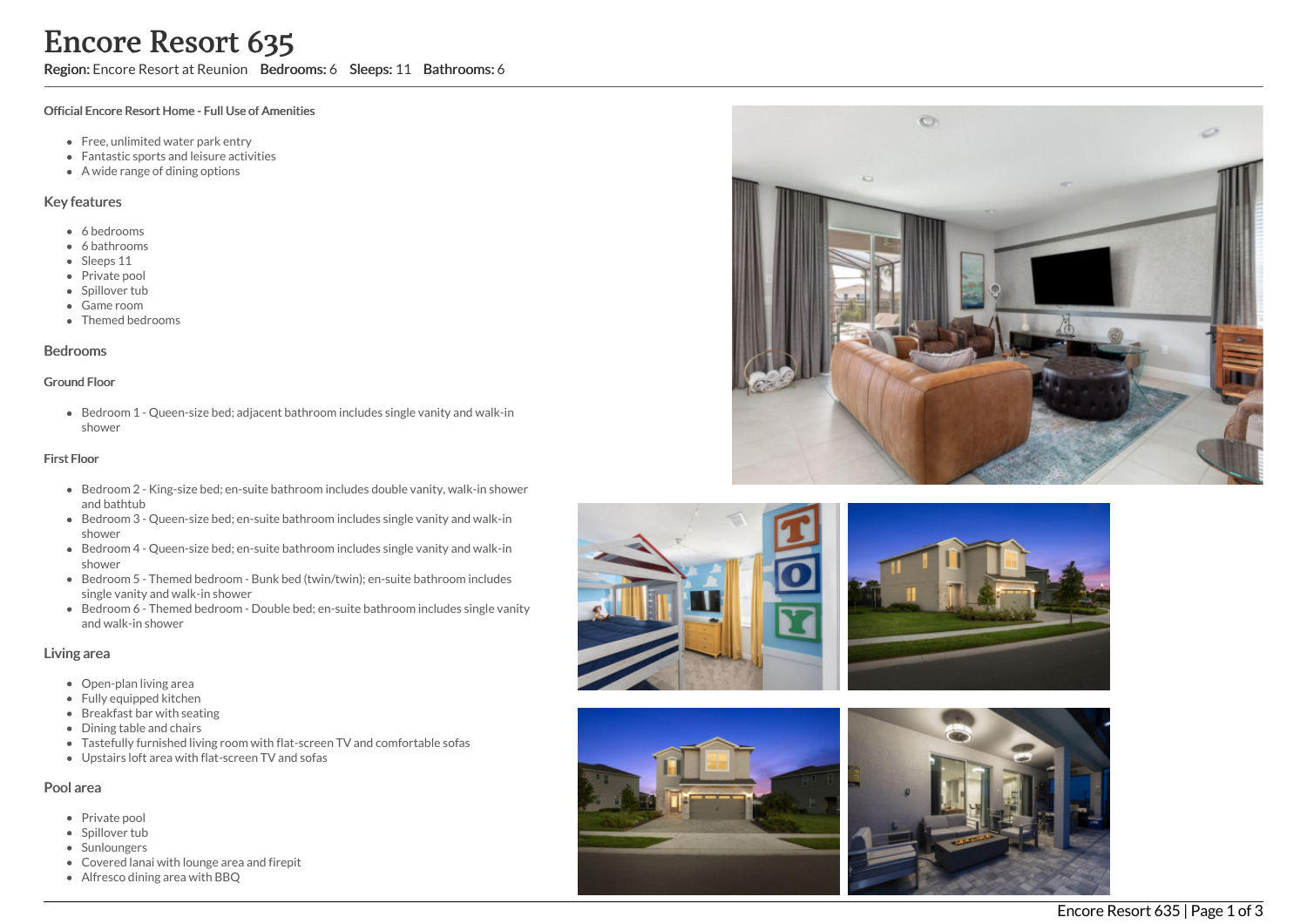# Encore Resort 635

**Region:** Encore Resort at Reunion **Bedrooms:** 6 **Sleeps:** 11 **Bathrooms:** 6

#### Official Encore Resort Home - Full Use of Amenities

- Free, unlimited water park entry
- Fantastic sports and leisure activities
- A wide range of dining options

## Key features

- 6 bedrooms
- 6 bathrooms
- Sleeps 11
- Private pool
- Spillover tub
- Game room
- Themed bedrooms

## Bedrooms

#### Ground Floor

- Bedroom 1 - Queen-size bed; adjacent bathroom includes single vanity and walk-in shower

#### First Floor

- Bedroom 2 - King-size bed; en-suite bathroom includes double vanity, walk-in shower and bathtub
- Bedroom 3 - Queen-size bed; en-suite bathroom includes single vanity and walk-in shower
- Bedroom 4 - Queen-size bed; en-suite bathroom includes single vanity and walk-in shower
- Bedroom 5 - Themed bedroom - Bunk bed (twin/twin); en-suite bathroom includes single vanity and walk-in shower
- Bedroom 6 - Themed bedroom - Double bed; en-suite bathroom includes single vanity and walk-in shower

## Living area

- Open-plan living area
- Fully equipped kitchen
- Breakfast bar with seating
- Dining table and chairs
- Tastefully furnished living room with flat-screen TV and comfortable sofas
- Upstairs loft area with flat-screen TV and sofas

## Pool area

- Private pool
- Spillover tub
- Sunloungers
- Covered lanai with lounge area and firepit
- Alfresco dining area with BBQ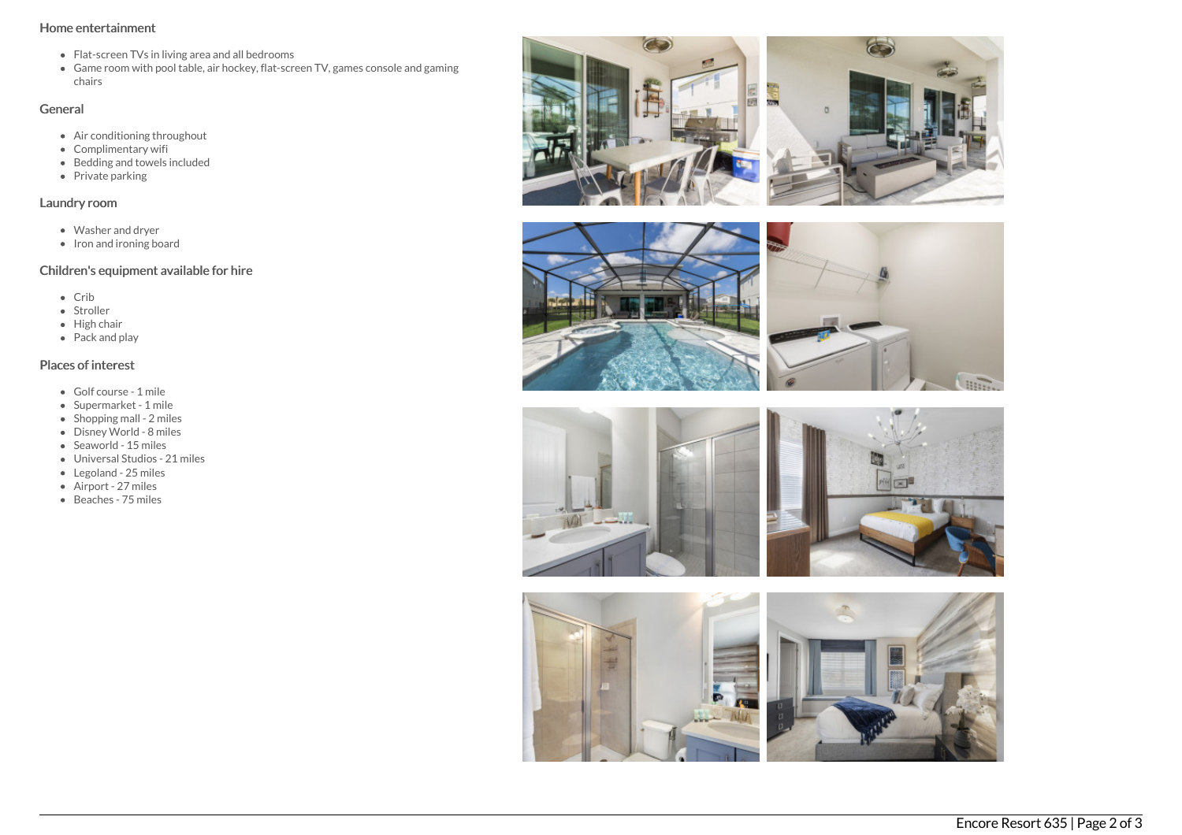## Home entertainment

- Flat-screen TVs in living area and all bedrooms
- Game room with pool table, air hockey, flat-screen TV, games console and gaming chairs

## General

- Air conditioning throughout
- Complimentary wifi
- Bedding and towels included
- Private parking

## Laundry room

- Washer and dryer
- Iron and ironing board

## Children's equipment available for hire

- Crib
- Stroller
- High chair
- Pack and play

## Places of interest

- Golf course - 1 mile
- Supermarket - 1 mile
- Shopping mall - 2 miles
- Disney World - 8 miles
- Seaworld - 15 miles
- Universal Studios - 21 miles
- Legoland - 25 miles
- Airport - 27 miles
- Beaches - 75 miles